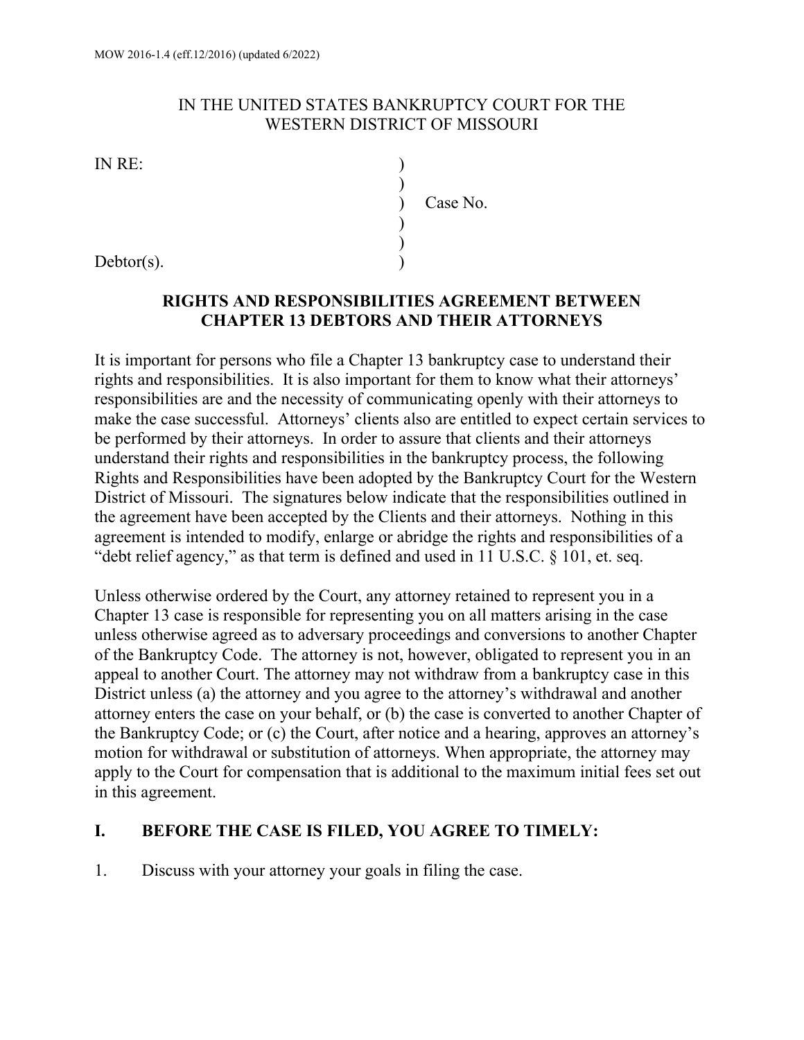MOW 2016-1.4 (eff.12/2016) (updated 6/2022)

IN THE UNITED STATES BANKRUPTCY COURT FOR THE
WESTERN DISTRICT OF MISSOURI

IN RE: )
)
) Case No.
)
)
Debtor(s). )

## RIGHTS AND RESPONSIBILITIES AGREEMENT BETWEEN CHAPTER 13 DEBTORS AND THEIR ATTORNEYS

It is important for persons who file a Chapter 13 bankruptcy case to understand their rights and responsibilities. It is also important for them to know what their attorneys' responsibilities are and the necessity of communicating openly with their attorneys to make the case successful. Attorneys' clients also are entitled to expect certain services to be performed by their attorneys. In order to assure that clients and their attorneys understand their rights and responsibilities in the bankruptcy process, the following Rights and Responsibilities have been adopted by the Bankruptcy Court for the Western District of Missouri. The signatures below indicate that the responsibilities outlined in the agreement have been accepted by the Clients and their attorneys. Nothing in this agreement is intended to modify, enlarge or abridge the rights and responsibilities of a "debt relief agency," as that term is defined and used in 11 U.S.C. § 101, et. seq.

Unless otherwise ordered by the Court, any attorney retained to represent you in a Chapter 13 case is responsible for representing you on all matters arising in the case unless otherwise agreed as to adversary proceedings and conversions to another Chapter of the Bankruptcy Code. The attorney is not, however, obligated to represent you in an appeal to another Court. The attorney may not withdraw from a bankruptcy case in this District unless (a) the attorney and you agree to the attorney's withdrawal and another attorney enters the case on your behalf, or (b) the case is converted to another Chapter of the Bankruptcy Code; or (c) the Court, after notice and a hearing, approves an attorney's motion for withdrawal or substitution of attorneys. When appropriate, the attorney may apply to the Court for compensation that is additional to the maximum initial fees set out in this agreement.

## I. BEFORE THE CASE IS FILED, YOU AGREE TO TIMELY:

1. Discuss with your attorney your goals in filing the case.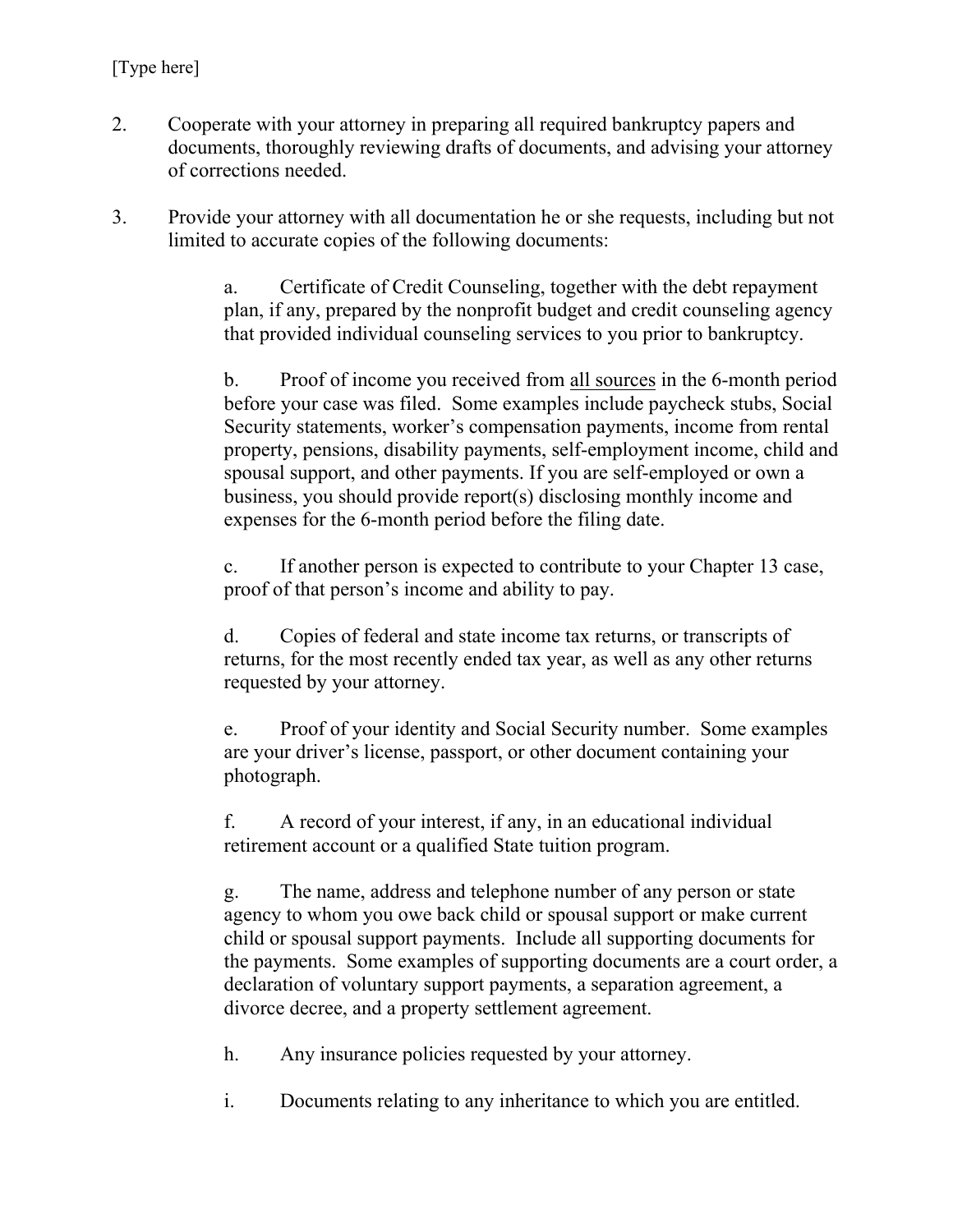2. Cooperate with your attorney in preparing all required bankruptcy papers and documents, thoroughly reviewing drafts of documents, and advising your attorney of corrections needed.

3. Provide your attorney with all documentation he or she requests, including but not limited to accurate copies of the following documents:

   a. Certificate of Credit Counseling, together with the debt repayment plan, if any, prepared by the nonprofit budget and credit counseling agency that provided individual counseling services to you prior to bankruptcy.

   b. Proof of income you received from all sources in the 6-month period before your case was filed. Some examples include paycheck stubs, Social Security statements, worker's compensation payments, income from rental property, pensions, disability payments, self-employment income, child and spousal support, and other payments. If you are self-employed or own a business, you should provide report(s) disclosing monthly income and expenses for the 6-month period before the filing date.

   c. If another person is expected to contribute to your Chapter 13 case, proof of that person's income and ability to pay.

   d. Copies of federal and state income tax returns, or transcripts of returns, for the most recently ended tax year, as well as any other returns requested by your attorney.

   e. Proof of your identity and Social Security number. Some examples are your driver's license, passport, or other document containing your photograph.

   f. A record of your interest, if any, in an educational individual retirement account or a qualified State tuition program.

   g. The name, address and telephone number of any person or state agency to whom you owe back child or spousal support or make current child or spousal support payments. Include all supporting documents for the payments. Some examples of supporting documents are a court order, a declaration of voluntary support payments, a separation agreement, a divorce decree, and a property settlement agreement.

   h. Any insurance policies requested by your attorney.

   i. Documents relating to any inheritance to which you are entitled.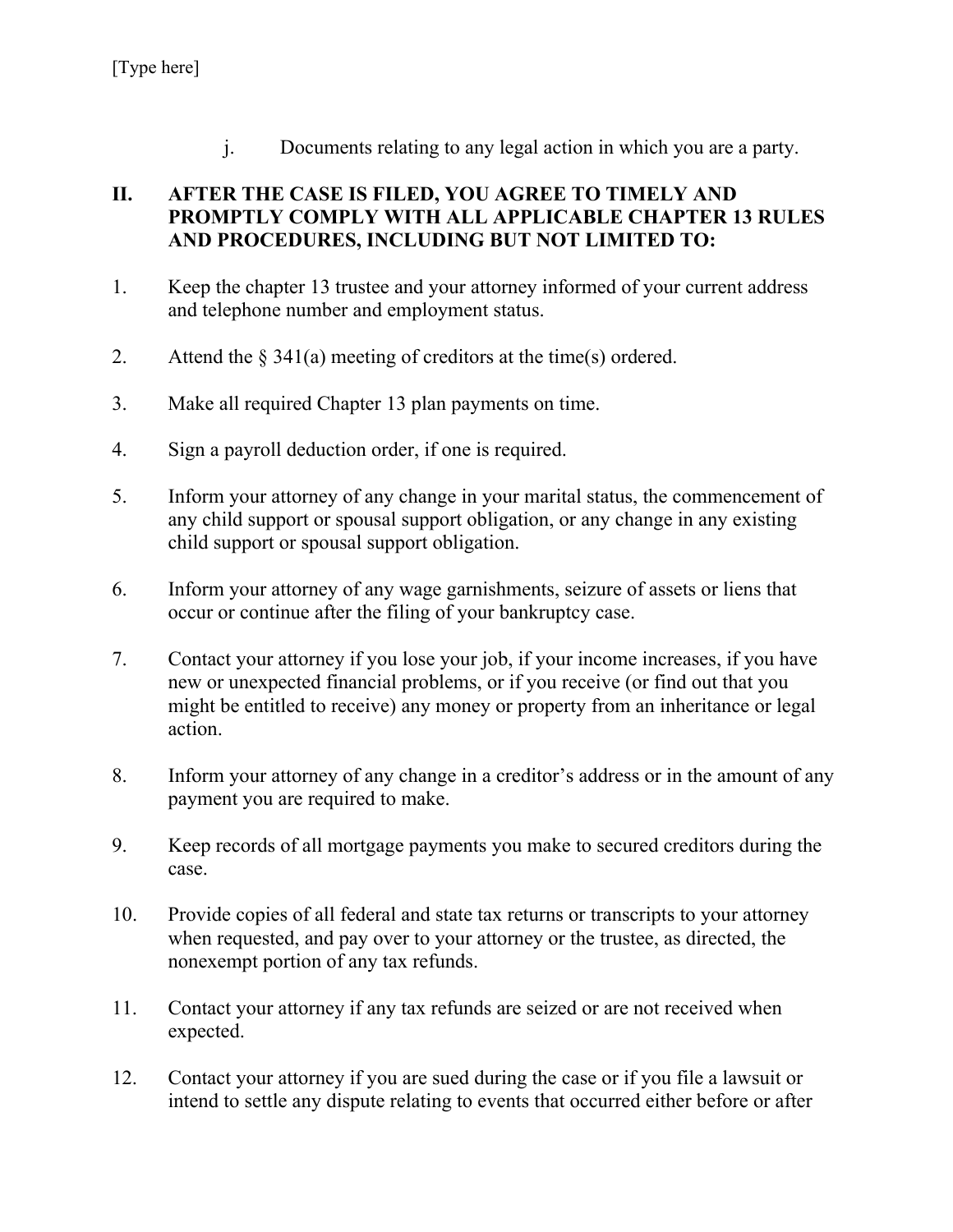j. Documents relating to any legal action in which you are a party.

## II. AFTER THE CASE IS FILED, YOU AGREE TO TIMELY AND PROMPTLY COMPLY WITH ALL APPLICABLE CHAPTER 13 RULES AND PROCEDURES, INCLUDING BUT NOT LIMITED TO:

1. Keep the chapter 13 trustee and your attorney informed of your current address and telephone number and employment status.

2. Attend the § 341(a) meeting of creditors at the time(s) ordered.

3. Make all required Chapter 13 plan payments on time.

4. Sign a payroll deduction order, if one is required.

5. Inform your attorney of any change in your marital status, the commencement of any child support or spousal support obligation, or any change in any existing child support or spousal support obligation.

6. Inform your attorney of any wage garnishments, seizure of assets or liens that occur or continue after the filing of your bankruptcy case.

7. Contact your attorney if you lose your job, if your income increases, if you have new or unexpected financial problems, or if you receive (or find out that you might be entitled to receive) any money or property from an inheritance or legal action.

8. Inform your attorney of any change in a creditor's address or in the amount of any payment you are required to make.

9. Keep records of all mortgage payments you make to secured creditors during the case.

10. Provide copies of all federal and state tax returns or transcripts to your attorney when requested, and pay over to your attorney or the trustee, as directed, the nonexempt portion of any tax refunds.

11. Contact your attorney if any tax refunds are seized or are not received when expected.

12. Contact your attorney if you are sued during the case or if you file a lawsuit or intend to settle any dispute relating to events that occurred either before or after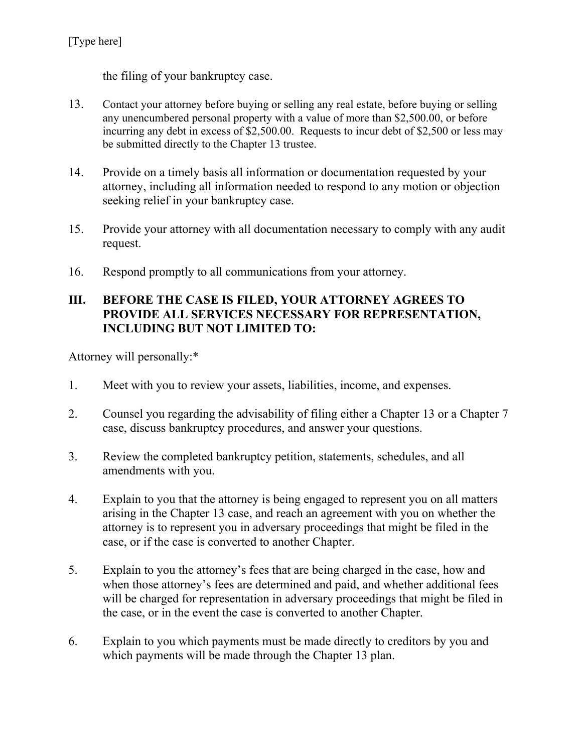the filing of your bankruptcy case.

13. Contact your attorney before buying or selling any real estate, before buying or selling any unencumbered personal property with a value of more than $2,500.00, or before incurring any debt in excess of $2,500.00. Requests to incur debt of $2,500 or less may be submitted directly to the Chapter 13 trustee.

14. Provide on a timely basis all information or documentation requested by your attorney, including all information needed to respond to any motion or objection seeking relief in your bankruptcy case.

15. Provide your attorney with all documentation necessary to comply with any audit request.

16. Respond promptly to all communications from your attorney.

## III. BEFORE THE CASE IS FILED, YOUR ATTORNEY AGREES TO PROVIDE ALL SERVICES NECESSARY FOR REPRESENTATION, INCLUDING BUT NOT LIMITED TO:

Attorney will personally:*

1. Meet with you to review your assets, liabilities, income, and expenses.

2. Counsel you regarding the advisability of filing either a Chapter 13 or a Chapter 7 case, discuss bankruptcy procedures, and answer your questions.

3. Review the completed bankruptcy petition, statements, schedules, and all amendments with you.

4. Explain to you that the attorney is being engaged to represent you on all matters arising in the Chapter 13 case, and reach an agreement with you on whether the attorney is to represent you in adversary proceedings that might be filed in the case, or if the case is converted to another Chapter.

5. Explain to you the attorney's fees that are being charged in the case, how and when those attorney's fees are determined and paid, and whether additional fees will be charged for representation in adversary proceedings that might be filed in the case, or in the event the case is converted to another Chapter.

6. Explain to you which payments must be made directly to creditors by you and which payments will be made through the Chapter 13 plan.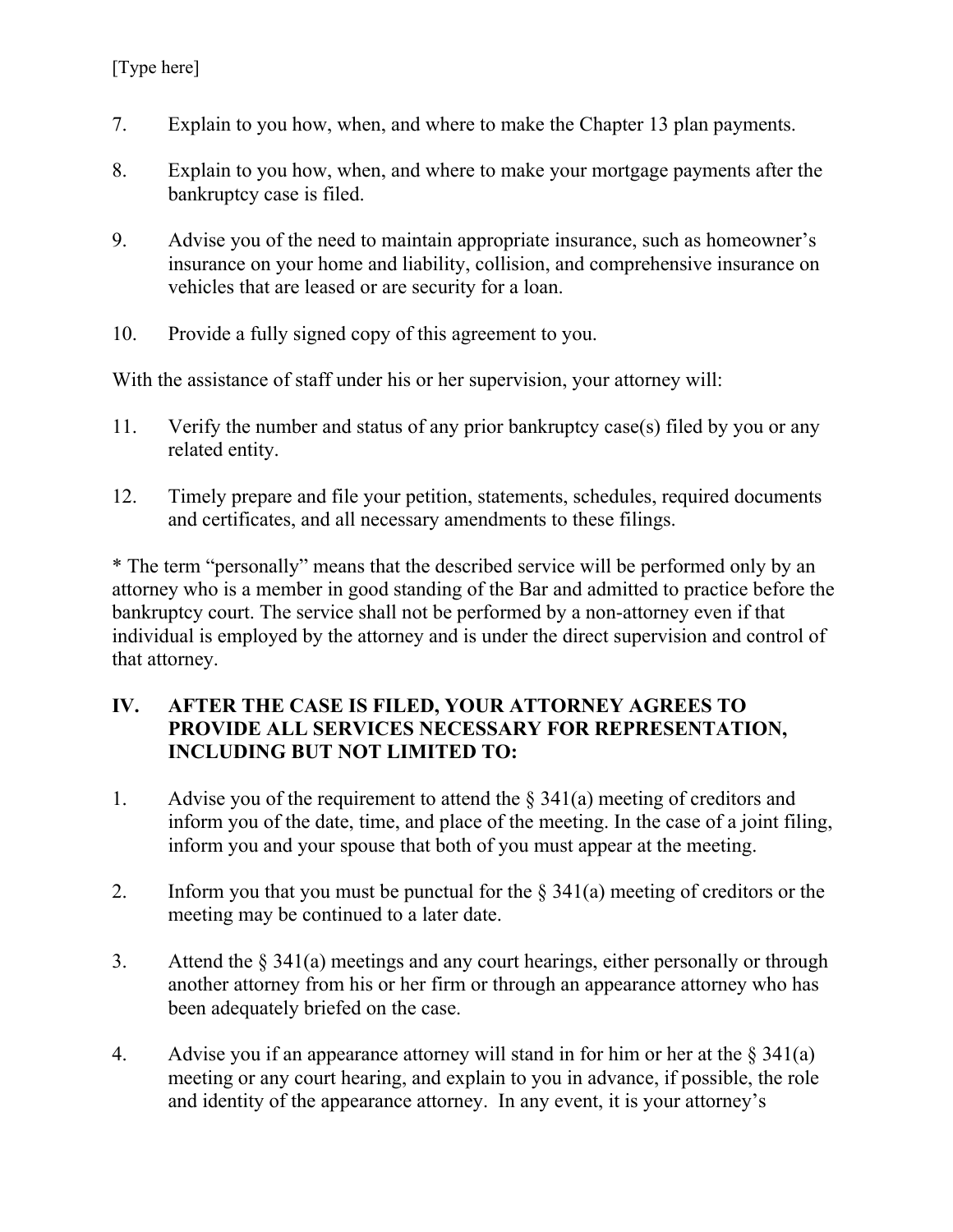7. Explain to you how, when, and where to make the Chapter 13 plan payments.

8. Explain to you how, when, and where to make your mortgage payments after the bankruptcy case is filed.

9. Advise you of the need to maintain appropriate insurance, such as homeowner's insurance on your home and liability, collision, and comprehensive insurance on vehicles that are leased or are security for a loan.

10. Provide a fully signed copy of this agreement to you.

With the assistance of staff under his or her supervision, your attorney will:

11. Verify the number and status of any prior bankruptcy case(s) filed by you or any related entity.

12. Timely prepare and file your petition, statements, schedules, required documents and certificates, and all necessary amendments to these filings.

* The term "personally" means that the described service will be performed only by an attorney who is a member in good standing of the Bar and admitted to practice before the bankruptcy court. The service shall not be performed by a non-attorney even if that individual is employed by the attorney and is under the direct supervision and control of that attorney.

## IV. AFTER THE CASE IS FILED, YOUR ATTORNEY AGREES TO PROVIDE ALL SERVICES NECESSARY FOR REPRESENTATION, INCLUDING BUT NOT LIMITED TO:

1. Advise you of the requirement to attend the § 341(a) meeting of creditors and inform you of the date, time, and place of the meeting. In the case of a joint filing, inform you and your spouse that both of you must appear at the meeting.

2. Inform you that you must be punctual for the § 341(a) meeting of creditors or the meeting may be continued to a later date.

3. Attend the § 341(a) meetings and any court hearings, either personally or through another attorney from his or her firm or through an appearance attorney who has been adequately briefed on the case.

4. Advise you if an appearance attorney will stand in for him or her at the § 341(a) meeting or any court hearing, and explain to you in advance, if possible, the role and identity of the appearance attorney. In any event, it is your attorney's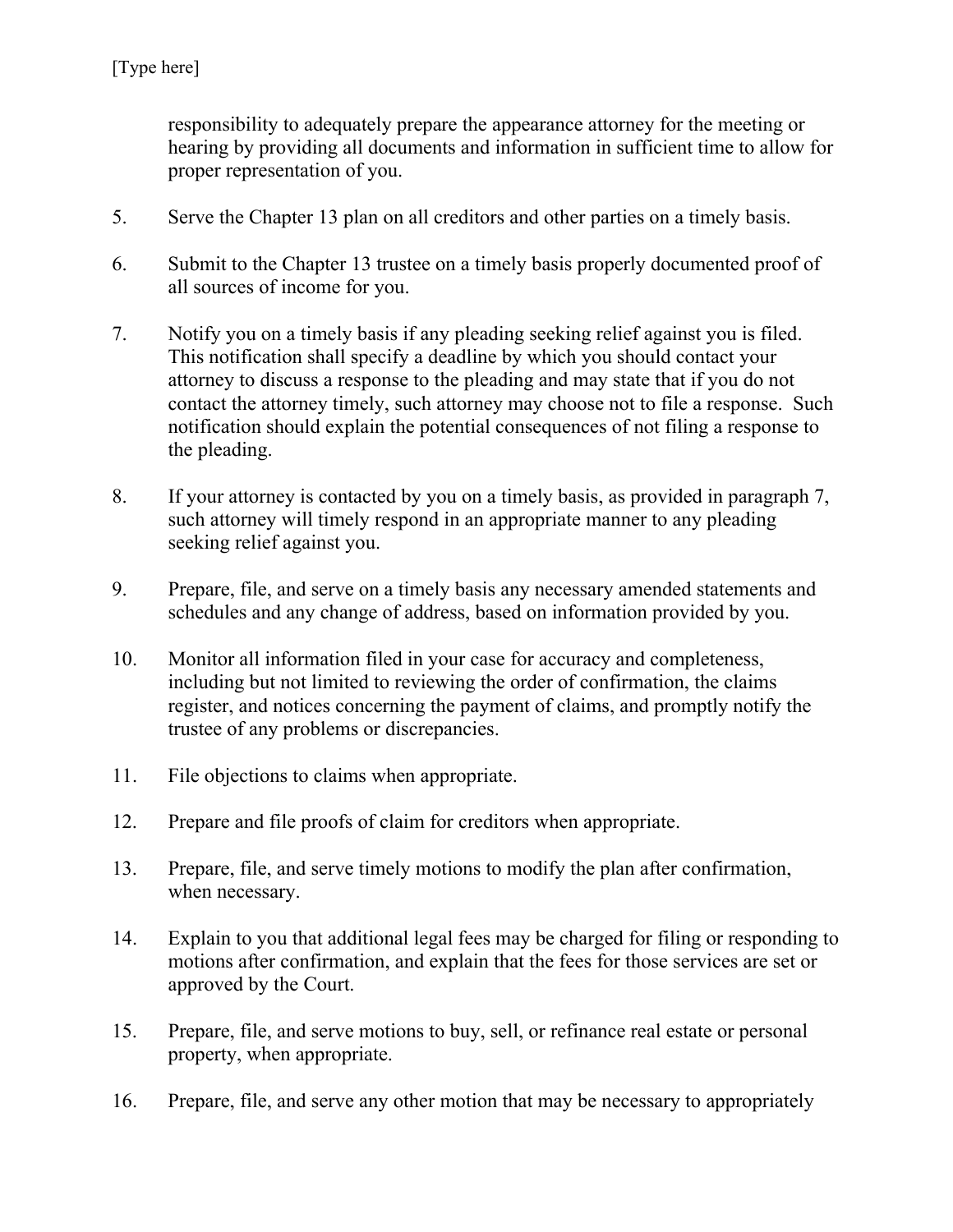responsibility to adequately prepare the appearance attorney for the meeting or hearing by providing all documents and information in sufficient time to allow for proper representation of you.

5. Serve the Chapter 13 plan on all creditors and other parties on a timely basis.

6. Submit to the Chapter 13 trustee on a timely basis properly documented proof of all sources of income for you.

7. Notify you on a timely basis if any pleading seeking relief against you is filed. This notification shall specify a deadline by which you should contact your attorney to discuss a response to the pleading and may state that if you do not contact the attorney timely, such attorney may choose not to file a response. Such notification should explain the potential consequences of not filing a response to the pleading.

8. If your attorney is contacted by you on a timely basis, as provided in paragraph 7, such attorney will timely respond in an appropriate manner to any pleading seeking relief against you.

9. Prepare, file, and serve on a timely basis any necessary amended statements and schedules and any change of address, based on information provided by you.

10. Monitor all information filed in your case for accuracy and completeness, including but not limited to reviewing the order of confirmation, the claims register, and notices concerning the payment of claims, and promptly notify the trustee of any problems or discrepancies.

11. File objections to claims when appropriate.

12. Prepare and file proofs of claim for creditors when appropriate.

13. Prepare, file, and serve timely motions to modify the plan after confirmation, when necessary.

14. Explain to you that additional legal fees may be charged for filing or responding to motions after confirmation, and explain that the fees for those services are set or approved by the Court.

15. Prepare, file, and serve motions to buy, sell, or refinance real estate or personal property, when appropriate.

16. Prepare, file, and serve any other motion that may be necessary to appropriately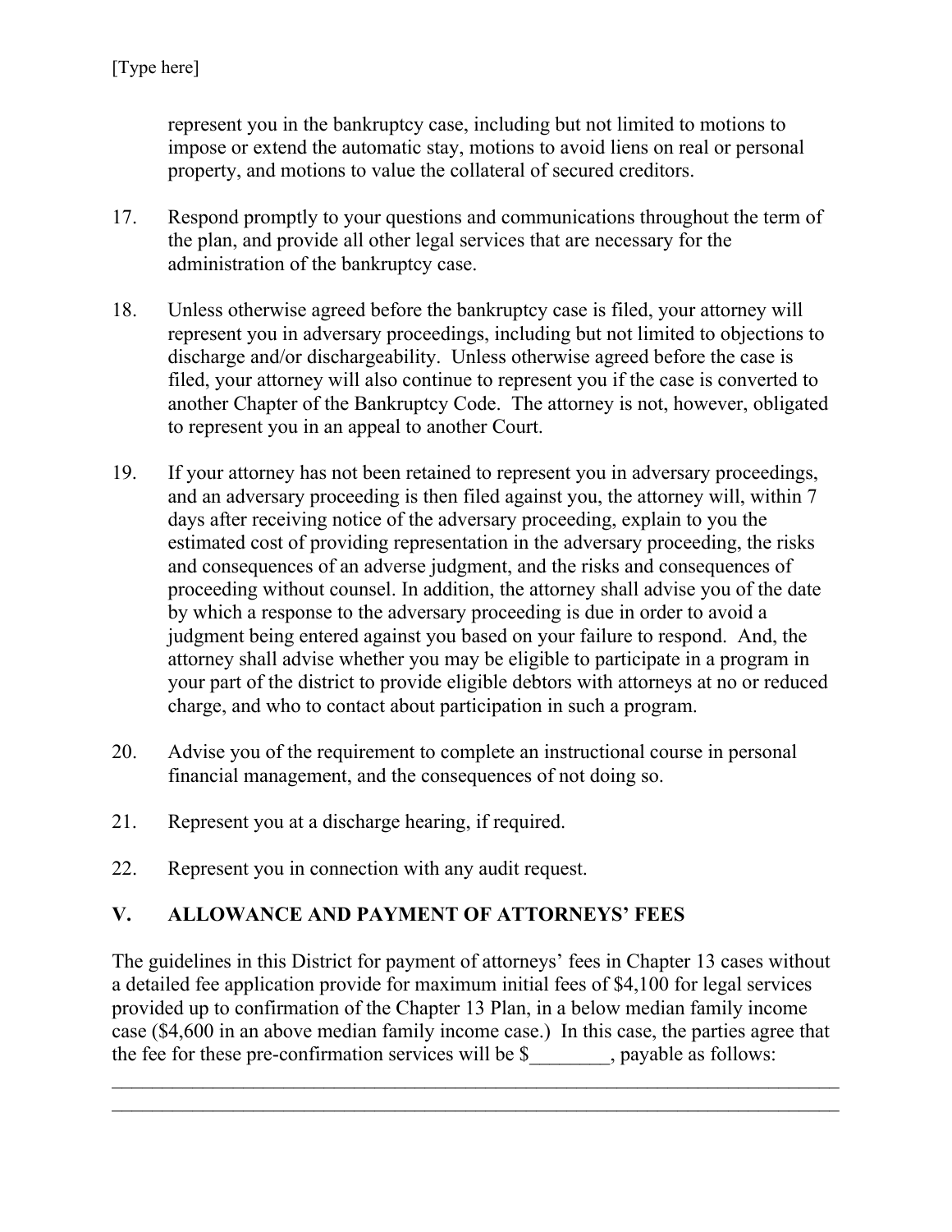represent you in the bankruptcy case, including but not limited to motions to impose or extend the automatic stay, motions to avoid liens on real or personal property, and motions to value the collateral of secured creditors.

17. Respond promptly to your questions and communications throughout the term of the plan, and provide all other legal services that are necessary for the administration of the bankruptcy case.

18. Unless otherwise agreed before the bankruptcy case is filed, your attorney will represent you in adversary proceedings, including but not limited to objections to discharge and/or dischargeability. Unless otherwise agreed before the case is filed, your attorney will also continue to represent you if the case is converted to another Chapter of the Bankruptcy Code. The attorney is not, however, obligated to represent you in an appeal to another Court.

19. If your attorney has not been retained to represent you in adversary proceedings, and an adversary proceeding is then filed against you, the attorney will, within 7 days after receiving notice of the adversary proceeding, explain to you the estimated cost of providing representation in the adversary proceeding, the risks and consequences of an adverse judgment, and the risks and consequences of proceeding without counsel. In addition, the attorney shall advise you of the date by which a response to the adversary proceeding is due in order to avoid a judgment being entered against you based on your failure to respond. And, the attorney shall advise whether you may be eligible to participate in a program in your part of the district to provide eligible debtors with attorneys at no or reduced charge, and who to contact about participation in such a program.

20. Advise you of the requirement to complete an instructional course in personal financial management, and the consequences of not doing so.

21. Represent you at a discharge hearing, if required.

22. Represent you in connection with any audit request.

## V. ALLOWANCE AND PAYMENT OF ATTORNEYS' FEES

The guidelines in this District for payment of attorneys' fees in Chapter 13 cases without a detailed fee application provide for maximum initial fees of $4,100 for legal services provided up to confirmation of the Chapter 13 Plan, in a below median family income case ($4,600 in an above median family income case.) In this case, the parties agree that the fee for these pre-confirmation services will be $________, payable as follows:

________________________________________________________________________________
________________________________________________________________________________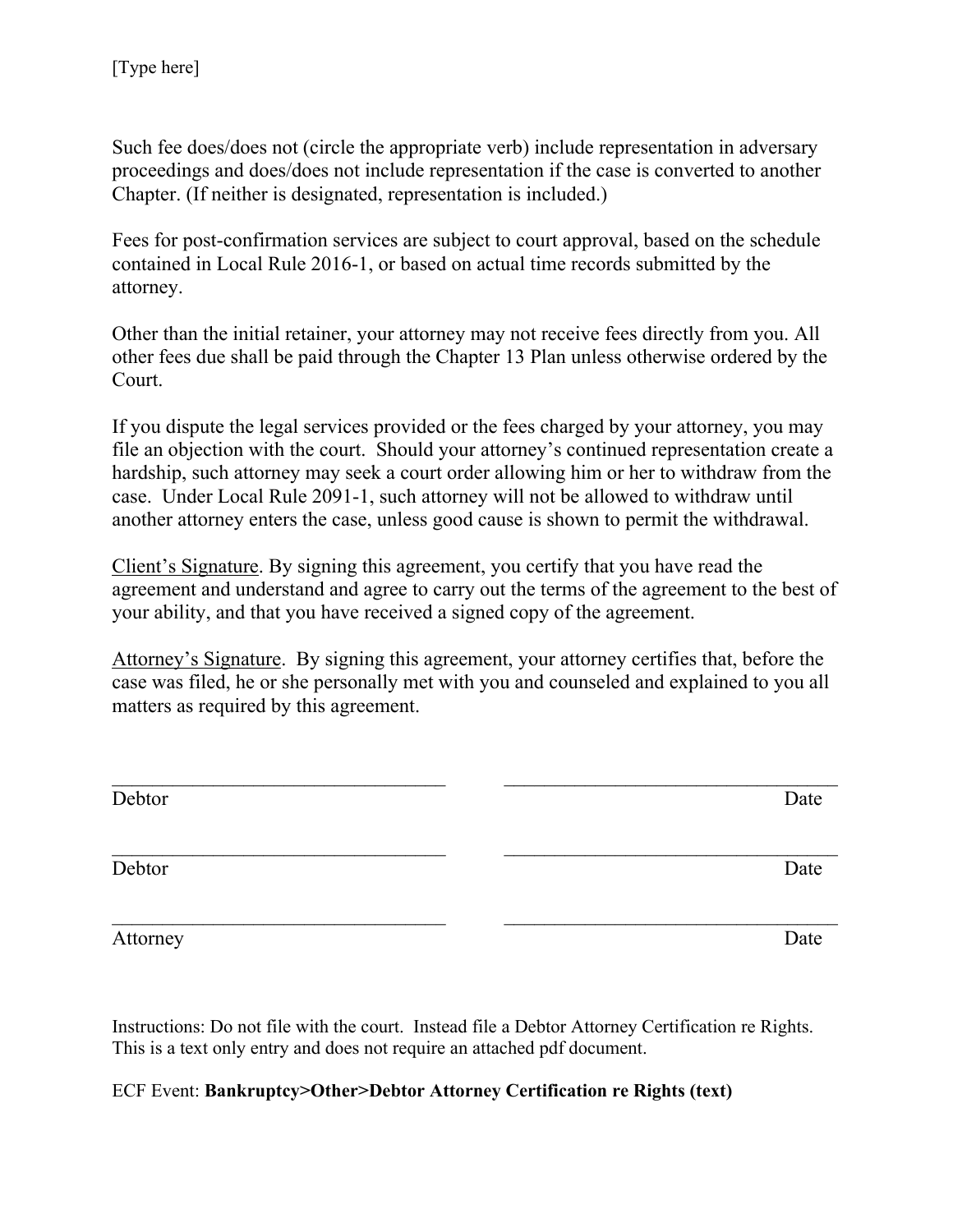[Type here]

Such fee does/does not (circle the appropriate verb) include representation in adversary proceedings and does/does not include representation if the case is converted to another Chapter. (If neither is designated, representation is included.)

Fees for post-confirmation services are subject to court approval, based on the schedule contained in Local Rule 2016-1, or based on actual time records submitted by the attorney.

Other than the initial retainer, your attorney may not receive fees directly from you. All other fees due shall be paid through the Chapter 13 Plan unless otherwise ordered by the Court.

If you dispute the legal services provided or the fees charged by your attorney, you may file an objection with the court. Should your attorney's continued representation create a hardship, such attorney may seek a court order allowing him or her to withdraw from the case. Under Local Rule 2091-1, such attorney will not be allowed to withdraw until another attorney enters the case, unless good cause is shown to permit the withdrawal.

<u>Client's Signature</u>. By signing this agreement, you certify that you have read the agreement and understand and agree to carry out the terms of the agreement to the best of your ability, and that you have received a signed copy of the agreement.

<u>Attorney's Signature</u>. By signing this agreement, your attorney certifies that, before the case was filed, he or she personally met with you and counseled and explained to you all matters as required by this agreement.

\_\_\_\_\_\_\_\_\_\_\_\_\_\_\_\_\_\_\_\_\_\_\_\_\_\_\_\_\_\_\_\_\_ \_\_\_\_\_\_\_\_\_\_\_\_\_\_\_\_\_\_\_\_\_\_\_\_\_\_\_\_\_\_\_\_\_
Debtor Date

\_\_\_\_\_\_\_\_\_\_\_\_\_\_\_\_\_\_\_\_\_\_\_\_\_\_\_\_\_\_\_\_\_ \_\_\_\_\_\_\_\_\_\_\_\_\_\_\_\_\_\_\_\_\_\_\_\_\_\_\_\_\_\_\_\_\_
Debtor Date

\_\_\_\_\_\_\_\_\_\_\_\_\_\_\_\_\_\_\_\_\_\_\_\_\_\_\_\_\_\_\_\_\_ \_\_\_\_\_\_\_\_\_\_\_\_\_\_\_\_\_\_\_\_\_\_\_\_\_\_\_\_\_\_\_\_\_
Attorney Date

Instructions: Do not file with the court. Instead file a Debtor Attorney Certification re Rights. This is a text only entry and does not require an attached pdf document.

ECF Event: **Bankruptcy>Other>Debtor Attorney Certification re Rights (text)**